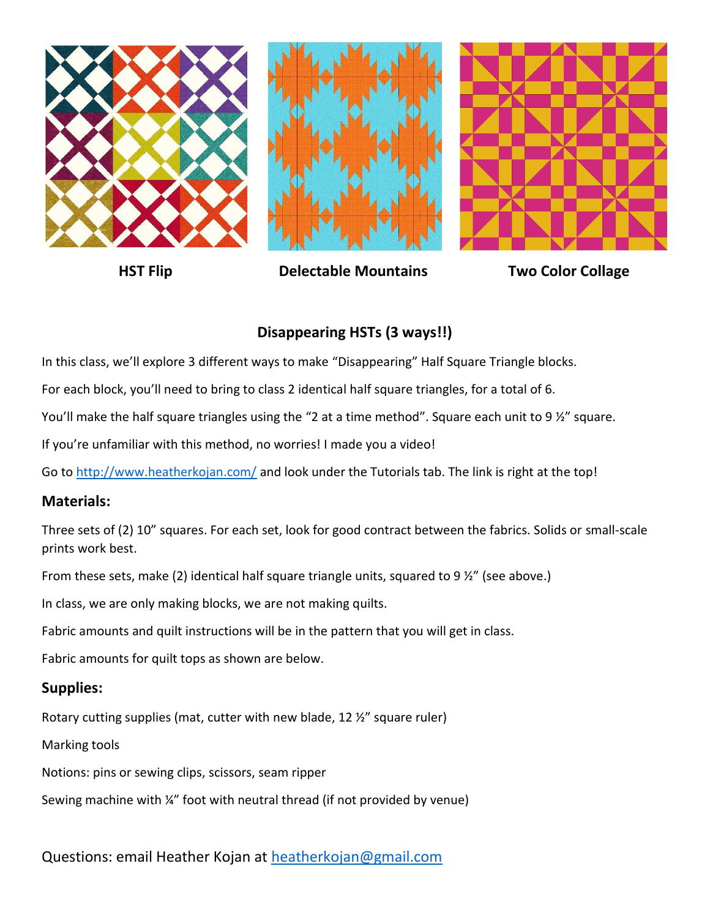**HST Flip** **Delectable Mountains** **Two Color Collage**

## Disappearing HSTs (3 ways!!)

In this class, we'll explore 3 different ways to make "Disappearing" Half Square Triangle blocks.

For each block, you'll need to bring to class 2 identical half square triangles, for a total of 6.

You'll make the half square triangles using the "2 at a time method". Square each unit to 9 ½" square.

If you're unfamiliar with this method, no worries! I made you a video!

Go to [http://www.heatherkojan.com/](http://www.heatherkojan.com/) and look under the Tutorials tab. The link is right at the top!

### Materials:

Three sets of (2) 10" squares. For each set, look for good contract between the fabrics. Solids or small-scale prints work best.

From these sets, make (2) identical half square triangle units, squared to 9 ½" (see above.)

In class, we are only making blocks, we are not making quilts.

Fabric amounts and quilt instructions will be in the pattern that you will get in class.

Fabric amounts for quilt tops as shown are below.

### Supplies:

Rotary cutting supplies (mat, cutter with new blade, 12 ½" square ruler)

Marking tools

Notions: pins or sewing clips, scissors, seam ripper

Sewing machine with ¼" foot with neutral thread (if not provided by venue)

Questions: email Heather Kojan at [heatherkojan@gmail.com](mailto:heatherkojan@gmail.com)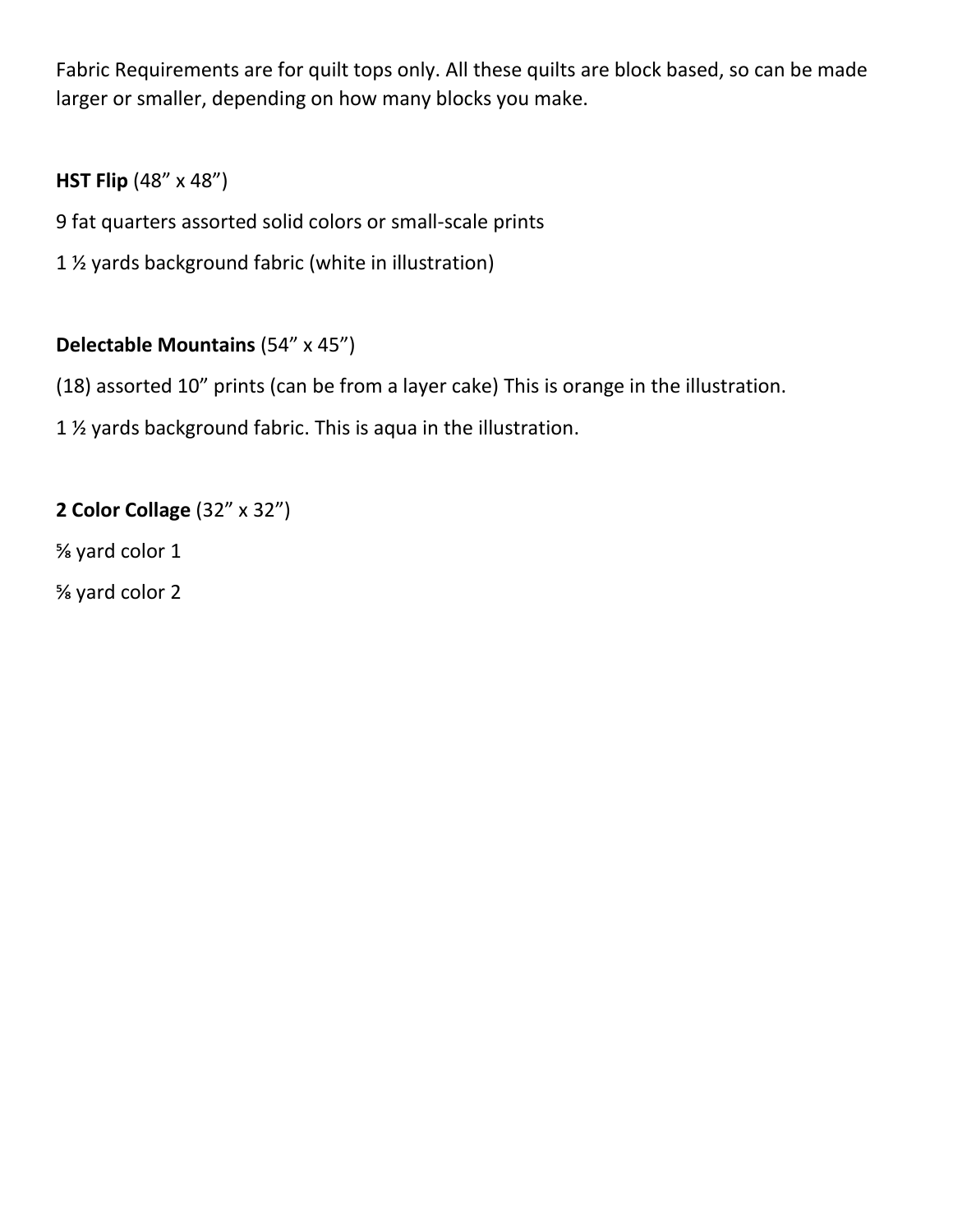Fabric Requirements are for quilt tops only. All these quilts are block based, so can be made larger or smaller, depending on how many blocks you make.

**HST Flip** (48" x 48")

9 fat quarters assorted solid colors or small-scale prints

1 ½ yards background fabric (white in illustration)

**Delectable Mountains** (54" x 45")

(18) assorted 10" prints (can be from a layer cake) This is orange in the illustration.

1 ½ yards background fabric. This is aqua in the illustration.

**2 Color Collage** (32" x 32")

⅝ yard color 1

⅝ yard color 2